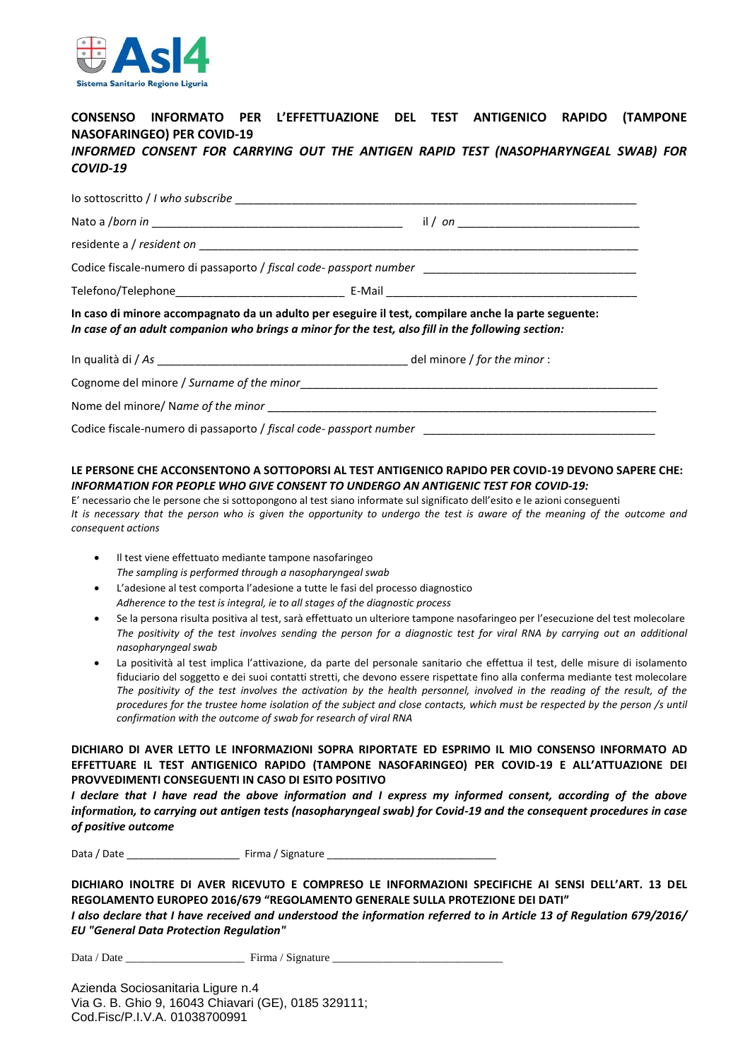Asl4
Sistema Sanitario Regione Liguria

**CONSENSO INFORMATO PER L'EFFETTUAZIONE DEL TEST ANTIGENICO RAPIDO (TAMPONE NASOFARINGEO) PER COVID-19**
***INFORMED CONSENT FOR CARRYING OUT THE ANTIGEN RAPID TEST (NASOPHARYNGEAL SWAB) FOR COVID-19***

Io sottoscritto / *I who subscribe* ______________________________________________________________

Nato a /*born in* ________________________________________ il / *on* _____________________________

residente a / *resident on* ____________________________________________________________________

Codice fiscale-numero di passaporto / *fiscal code- passport number* __________________________________

Telefono/Telephone___________________________ E-Mail ________________________________________

**In caso di minore accompagnato da un adulto per eseguire il test, compilare anche la parte seguente:**
***In case of an adult companion who brings a minor for the test, also fill in the following section:***

In qualità di / *As* ________________________________________ del minore / *for the minor* :

Cognome del minore / *Surname of the minor*_____________________________________________________________

Nome del minore/ N*ame of the minor* _________________________________________________________________

Codice fiscale-numero di passaporto / *fiscal code- passport number* _____________________________________

**LE PERSONE CHE ACCONSENTONO A SOTTOPORSI AL TEST ANTIGENICO RAPIDO PER COVID-19 DEVONO SAPERE CHE:**
***INFORMATION FOR PEOPLE WHO GIVE CONSENT TO UNDERGO AN ANTIGENIC TEST FOR COVID-19:***
E' necessario che le persone che si sottopongono al test siano informate sul significato dell'esito e le azioni conseguenti
*It is necessary that the person who is given the opportunity to undergo the test is aware of the meaning of the outcome and consequent actions*

- Il test viene effettuato mediante tampone nasofaringeo
  *The sampling is performed through a nasopharyngeal swab*
- L'adesione al test comporta l'adesione a tutte le fasi del processo diagnostico
  *Adherence to the test is integral, ie to all stages of the diagnostic process*
- Se la persona risulta positiva al test, sarà effettuato un ulteriore tampone nasofaringeo per l'esecuzione del test molecolare
  *The positivity of the test involves sending the person for a diagnostic test for viral RNA by carrying out an additional nasopharyngeal swab*
- La positività al test implica l'attivazione, da parte del personale sanitario che effettua il test, delle misure di isolamento fiduciario del soggetto e dei suoi contatti stretti, che devono essere rispettate fino alla conferma mediante test molecolare
  *The positivity of the test involves the activation by the health personnel, involved in the reading of the result, of the procedures for the trustee home isolation of the subject and close contacts, which must be respected by the person /s until confirmation with the outcome of swab for research of viral RNA*

**DICHIARO DI AVER LETTO LE INFORMAZIONI SOPRA RIPORTATE ED ESPRIMO IL MIO CONSENSO INFORMATO AD EFFETTUARE IL TEST ANTIGENICO RAPIDO (TAMPONE NASOFARINGEO) PER COVID-19 E ALL'ATTUAZIONE DEI PROVVEDIMENTI CONSEGUENTI IN CASO DI ESITO POSITIVO**
***I declare that I have read the above information and I express my informed consent, according of the above information, to carrying out antigen tests (nasopharyngeal swab) for Covid-19 and the consequent procedures in case of positive outcome***

Data / Date ___________________ Firma / Signature ____________________________

**DICHIARO INOLTRE DI AVER RICEVUTO E COMPRESO LE INFORMAZIONI SPECIFICHE AI SENSI DELL'ART. 13 DEL REGOLAMENTO EUROPEO 2016/679 "REGOLAMENTO GENERALE SULLA PROTEZIONE DEI DATI"**
***I also declare that I have received and understood the information referred to in Article 13 of Regulation 679/2016/ EU "General Data Protection Regulation"***

Data / Date ____________________ Firma / Signature _____________________________

Azienda Sociosanitaria Ligure n.4
Via G. B. Ghio 9, 16043 Chiavari (GE), 0185 329111;
Cod.Fisc/P.I.V.A. 01038700991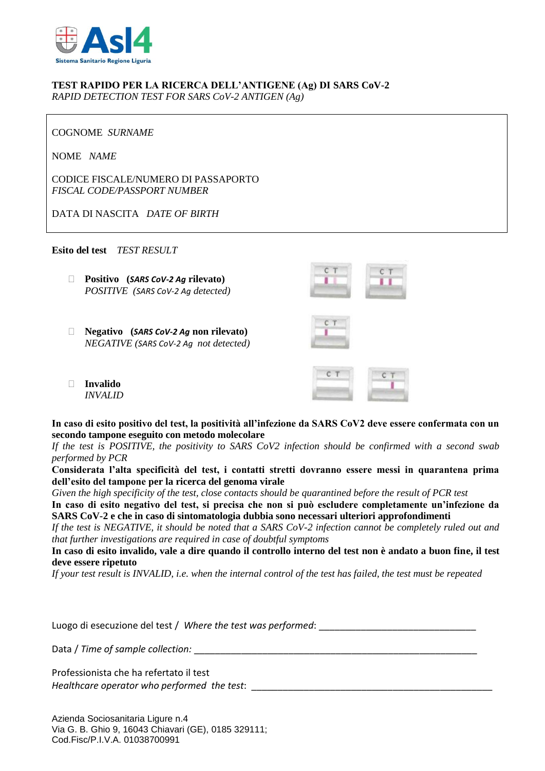Asl4

Sistema Sanitario Regione Liguria

**TEST RAPIDO PER LA RICERCA DELL'ANTIGENE (Ag) DI SARS CoV-2**
*RAPID DETECTION TEST FOR SARS CoV-2 ANTIGEN (Ag)*

COGNOME *SURNAME*

NOME *NAME*

CODICE FISCALE/NUMERO DI PASSAPORTO
*FISCAL CODE/PASSPORT NUMBER*

DATA DI NASCITA *DATE OF BIRTH*

**Esito del test** *TEST RESULT*

- ☐ **Positivo (*SARS CoV-2 Ag* rilevato)**
  *POSITIVE (SARS CoV-2 Ag detected)*

- ☐ **Negativo (*SARS CoV-2 Ag* non rilevato)**
  *NEGATIVE (SARS CoV-2 Ag not detected)*

- ☐ **Invalido**
  *INVALID*

**In caso di esito positivo del test, la positività all'infezione da SARS CoV2 deve essere confermata con un secondo tampone eseguito con metodo molecolare**
*If the test is POSITIVE, the positivity to SARS CoV2 infection should be confirmed with a second swab performed by PCR*
**Considerata l'alta specificità del test, i contatti stretti dovranno essere messi in quarantena prima dell'esito del tampone per la ricerca del genoma virale**
*Given the high specificity of the test, close contacts should be quarantined before the result of PCR test*
**In caso di esito negativo del test, si precisa che non si può escludere completamente un'infezione da SARS CoV-2 e che in caso di sintomatologia dubbia sono necessari ulteriori approfondimenti**
*If the test is NEGATIVE, it should be noted that a SARS CoV-2 infection cannot be completely ruled out and that further investigations are required in case of doubtful symptoms*
**In caso di esito invalido, vale a dire quando il controllo interno del test non è andato a buon fine, il test deve essere ripetuto**
*If your test result is INVALID, i.e. when the internal control of the test has failed, the test must be repeated*

Luogo di esecuzione del test / *Where the test was performed*: ______________________________

Data / *Time of sample collection:* ________________________________________________________

Professionista che ha refertato il test
*Healthcare operator who performed the test*: ______________________________________________

Azienda Sociosanitaria Ligure n.4
Via G. B. Ghio 9, 16043 Chiavari (GE), 0185 329111;
Cod.Fisc/P.I.V.A. 01038700991